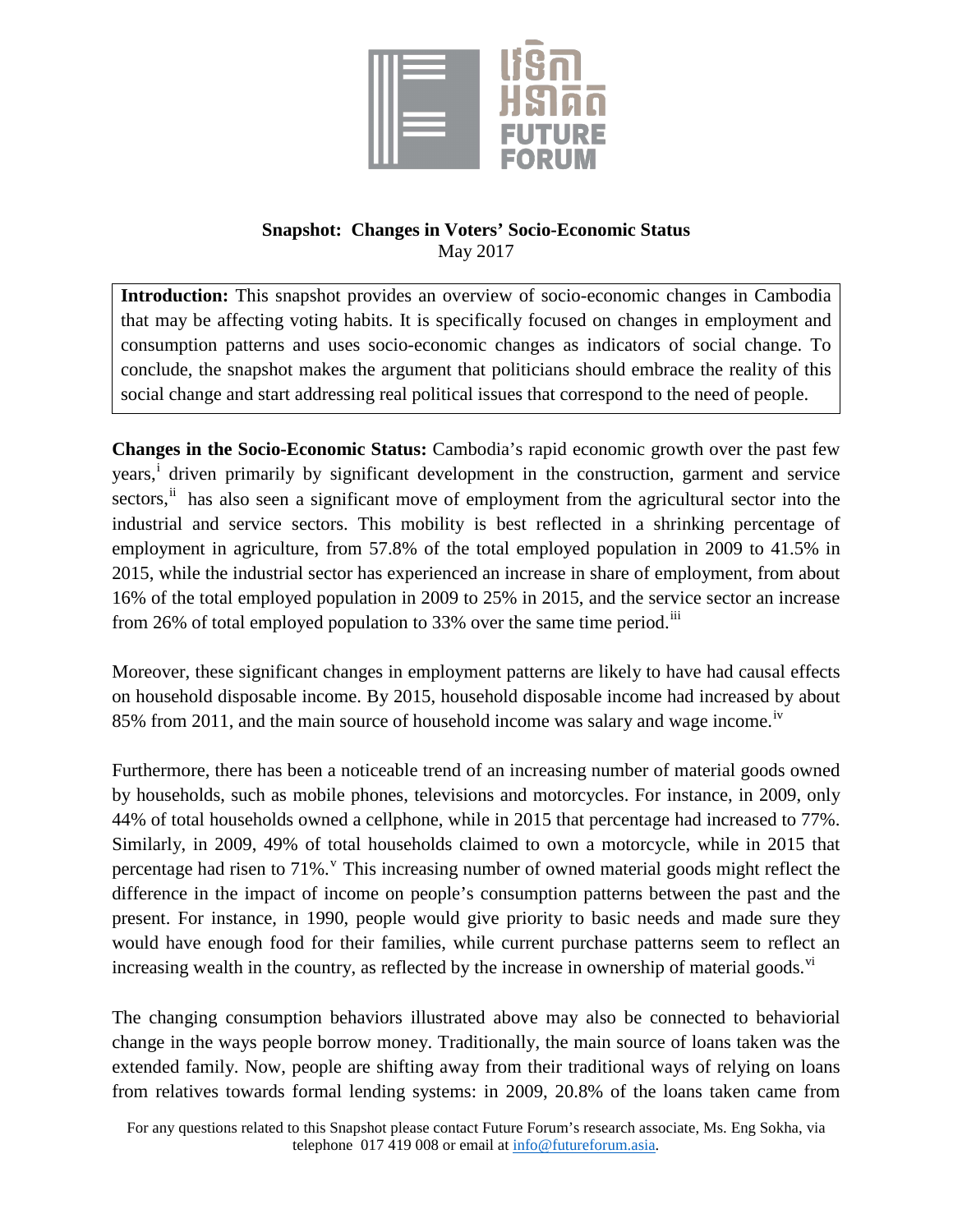**Snapshot: Changes in Voters' Socio-Economic Status**
May 2017

**Introduction:** This snapshot provides an overview of socio-economic changes in Cambodia that may be affecting voting habits. It is specifically focused on changes in employment and consumption patterns and uses socio-economic changes as indicators of social change. To conclude, the snapshot makes the argument that politicians should embrace the reality of this social change and start addressing real political issues that correspond to the need of people.

**Changes in the Socio-Economic Status:** Cambodia's rapid economic growth over the past few years,[i] driven primarily by significant development in the construction, garment and service sectors,[ii] has also seen a significant move of employment from the agricultural sector into the industrial and service sectors. This mobility is best reflected in a shrinking percentage of employment in agriculture, from 57.8% of the total employed population in 2009 to 41.5% in 2015, while the industrial sector has experienced an increase in share of employment, from about 16% of the total employed population in 2009 to 25% in 2015, and the service sector an increase from 26% of total employed population to 33% over the same time period.[iii]

Moreover, these significant changes in employment patterns are likely to have had causal effects on household disposable income. By 2015, household disposable income had increased by about 85% from 2011, and the main source of household income was salary and wage income.[iv]

Furthermore, there has been a noticeable trend of an increasing number of material goods owned by households, such as mobile phones, televisions and motorcycles. For instance, in 2009, only 44% of total households owned a cellphone, while in 2015 that percentage had increased to 77%. Similarly, in 2009, 49% of total households claimed to own a motorcycle, while in 2015 that percentage had risen to 71%.[v] This increasing number of owned material goods might reflect the difference in the impact of income on people's consumption patterns between the past and the present. For instance, in 1990, people would give priority to basic needs and made sure they would have enough food for their families, while current purchase patterns seem to reflect an increasing wealth in the country, as reflected by the increase in ownership of material goods.[vi]

The changing consumption behaviors illustrated above may also be connected to behaviorial change in the ways people borrow money. Traditionally, the main source of loans taken was the extended family. Now, people are shifting away from their traditional ways of relying on loans from relatives towards formal lending systems: in 2009, 20.8% of the loans taken came from

For any questions related to this Snapshot please contact Future Forum's research associate, Ms. Eng Sokha, via telephone 017 419 008 or email at info@futureforum.asia.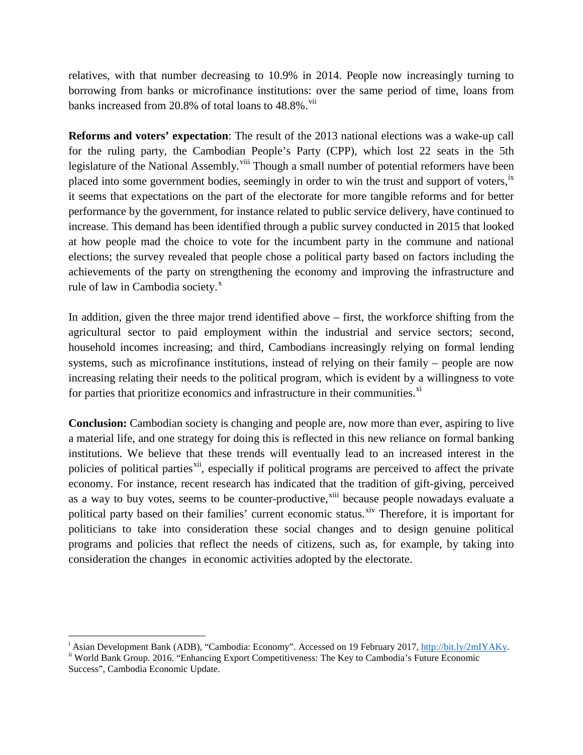relatives, with that number decreasing to 10.9% in 2014. People now increasingly turning to borrowing from banks or microfinance institutions: over the same period of time, loans from banks increased from 20.8% of total loans to 48.8%.[vii]

**Reforms and voters' expectation**: The result of the 2013 national elections was a wake-up call for the ruling party, the Cambodian People's Party (CPP), which lost 22 seats in the 5th legislature of the National Assembly.[viii] Though a small number of potential reformers have been placed into some government bodies, seemingly in order to win the trust and support of voters,[ix] it seems that expectations on the part of the electorate for more tangible reforms and for better performance by the government, for instance related to public service delivery, have continued to increase. This demand has been identified through a public survey conducted in 2015 that looked at how people mad the choice to vote for the incumbent party in the commune and national elections; the survey revealed that people chose a political party based on factors including the achievements of the party on strengthening the economy and improving the infrastructure and rule of law in Cambodia society.[x]

In addition, given the three major trend identified above – first, the workforce shifting from the agricultural sector to paid employment within the industrial and service sectors; second, household incomes increasing; and third, Cambodians increasingly relying on formal lending systems, such as microfinance institutions, instead of relying on their family – people are now increasing relating their needs to the political program, which is evident by a willingness to vote for parties that prioritize economics and infrastructure in their communities.[xi]

**Conclusion:** Cambodian society is changing and people are, now more than ever, aspiring to live a material life, and one strategy for doing this is reflected in this new reliance on formal banking institutions. We believe that these trends will eventually lead to an increased interest in the policies of political parties[xii], especially if political programs are perceived to affect the private economy. For instance, recent research has indicated that the tradition of gift-giving, perceived as a way to buy votes, seems to be counter-productive,[xiii] because people nowadays evaluate a political party based on their families' current economic status.[xiv] Therefore, it is important for politicians to take into consideration these social changes and to design genuine political programs and policies that reflect the needs of citizens, such as, for example, by taking into consideration the changes in economic activities adopted by the electorate.

---

[i] Asian Development Bank (ADB), "Cambodia: Economy". Accessed on 19 February 2017, http://bit.ly/2mIYAKy.

[ii] World Bank Group. 2016. "Enhancing Export Competitiveness: The Key to Cambodia's Future Economic Success", Cambodia Economic Update.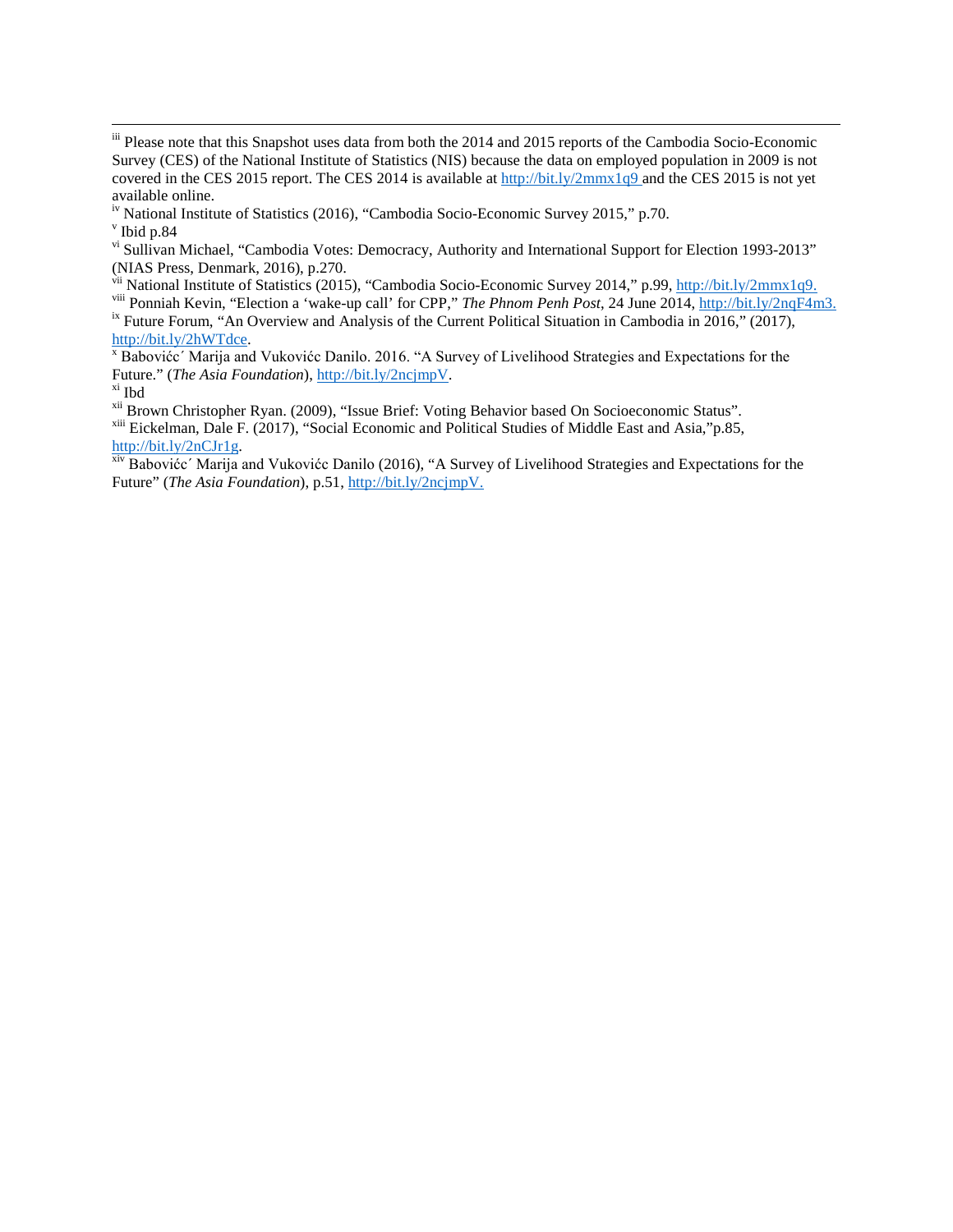[iii] Please note that this Snapshot uses data from both the 2014 and 2015 reports of the Cambodia Socio-Economic Survey (CES) of the National Institute of Statistics (NIS) because the data on employed population in 2009 is not covered in the CES 2015 report. The CES 2014 is available at http://bit.ly/2mmx1q9 and the CES 2015 is not yet available online.

[iv] National Institute of Statistics (2016), "Cambodia Socio-Economic Survey 2015," p.70.

[v] Ibid p.84

[vi] Sullivan Michael, "Cambodia Votes: Democracy, Authority and International Support for Election 1993-2013" (NIAS Press, Denmark, 2016), p.270.

[vii] National Institute of Statistics (2015), "Cambodia Socio-Economic Survey 2014," p.99, http://bit.ly/2mmx1q9.

[viii] Ponniah Kevin, "Election a 'wake-up call' for CPP," *The Phnom Penh Post*, 24 June 2014, http://bit.ly/2nqF4m3.

[ix] Future Forum, "An Overview and Analysis of the Current Political Situation in Cambodia in 2016," (2017), http://bit.ly/2hWTdce.

[x] Babovićc´ Marija and Vukovićc Danilo. 2016. "A Survey of Livelihood Strategies and Expectations for the Future." (*The Asia Foundation*), http://bit.ly/2ncjmpV.

[xi] Ibd

[xii] Brown Christopher Ryan. (2009), "Issue Brief: Voting Behavior based On Socioeconomic Status".

[xiii] Eickelman, Dale F. (2017), "Social Economic and Political Studies of Middle East and Asia,"p.85, http://bit.ly/2nCJr1g.

[xiv] Babovićc´ Marija and Vukovićc Danilo (2016), "A Survey of Livelihood Strategies and Expectations for the Future" (*The Asia Foundation*), p.51, http://bit.ly/2ncjmpV.